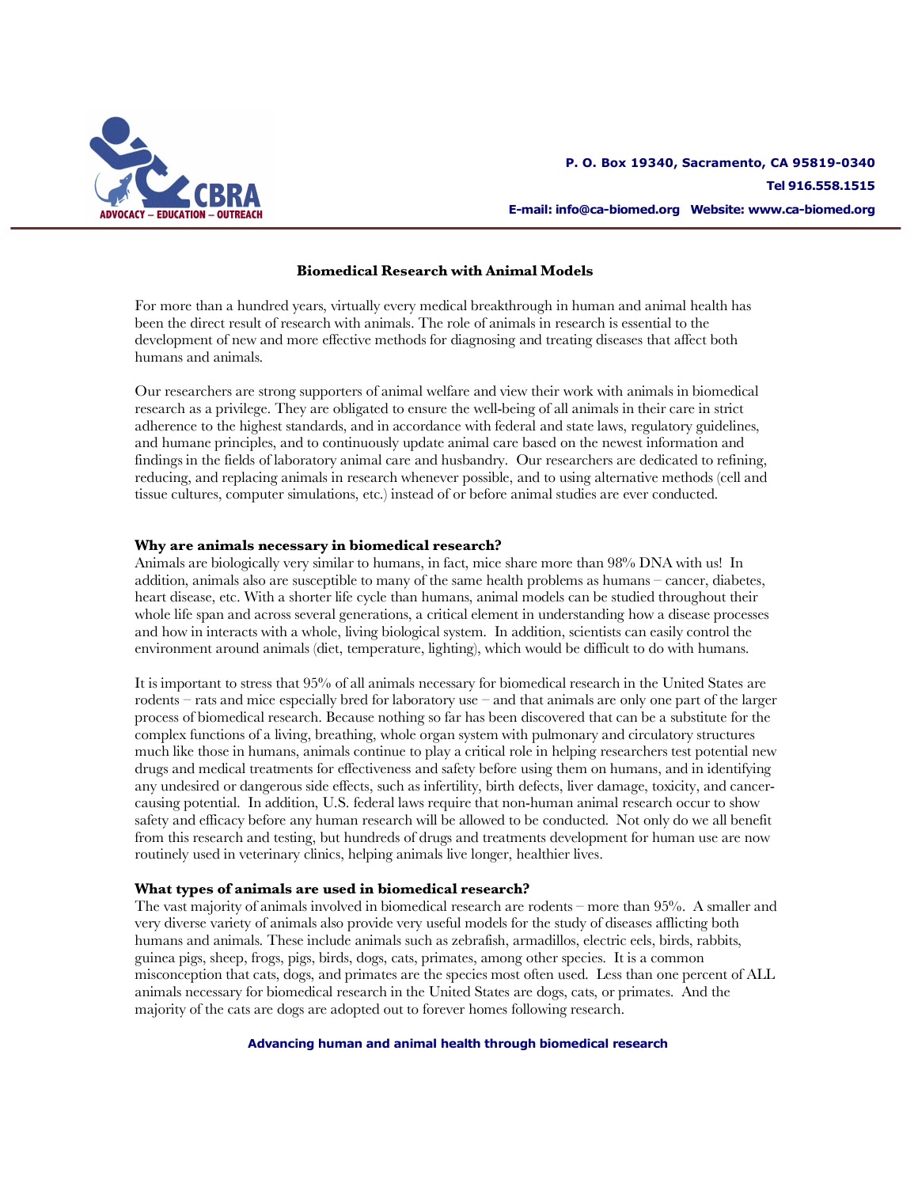CBRA
ADVOCACY – EDUCATION – OUTREACH

**P. O. Box 19340, Sacramento, CA 95819-0340**
**Tel 916.558.1515**
**E-mail: info@ca-biomed.org Website: www.ca-biomed.org**

## Biomedical Research with Animal Models

For more than a hundred years, virtually every medical breakthrough in human and animal health has been the direct result of research with animals. The role of animals in research is essential to the development of new and more effective methods for diagnosing and treating diseases that affect both humans and animals.

Our researchers are strong supporters of animal welfare and view their work with animals in biomedical research as a privilege. They are obligated to ensure the well-being of all animals in their care in strict adherence to the highest standards, and in accordance with federal and state laws, regulatory guidelines, and humane principles, and to continuously update animal care based on the newest information and findings in the fields of laboratory animal care and husbandry. Our researchers are dedicated to refining, reducing, and replacing animals in research whenever possible, and to using alternative methods (cell and tissue cultures, computer simulations, etc.) instead of or before animal studies are ever conducted.

### Why are animals necessary in biomedical research?

Animals are biologically very similar to humans, in fact, mice share more than 98% DNA with us! In addition, animals also are susceptible to many of the same health problems as humans – cancer, diabetes, heart disease, etc. With a shorter life cycle than humans, animal models can be studied throughout their whole life span and across several generations, a critical element in understanding how a disease processes and how in interacts with a whole, living biological system. In addition, scientists can easily control the environment around animals (diet, temperature, lighting), which would be difficult to do with humans.

It is important to stress that 95% of all animals necessary for biomedical research in the United States are rodents – rats and mice especially bred for laboratory use – and that animals are only one part of the larger process of biomedical research. Because nothing so far has been discovered that can be a substitute for the complex functions of a living, breathing, whole organ system with pulmonary and circulatory structures much like those in humans, animals continue to play a critical role in helping researchers test potential new drugs and medical treatments for effectiveness and safety before using them on humans, and in identifying any undesired or dangerous side effects, such as infertility, birth defects, liver damage, toxicity, and cancer-causing potential. In addition, U.S. federal laws require that non-human animal research occur to show safety and efficacy before any human research will be allowed to be conducted. Not only do we all benefit from this research and testing, but hundreds of drugs and treatments development for human use are now routinely used in veterinary clinics, helping animals live longer, healthier lives.

### What types of animals are used in biomedical research?

The vast majority of animals involved in biomedical research are rodents – more than 95%. A smaller and very diverse variety of animals also provide very useful models for the study of diseases afflicting both humans and animals. These include animals such as zebrafish, armadillos, electric eels, birds, rabbits, guinea pigs, sheep, frogs, pigs, birds, dogs, cats, primates, among other species. It is a common misconception that cats, dogs, and primates are the species most often used. Less than one percent of ALL animals necessary for biomedical research in the United States are dogs, cats, or primates. And the majority of the cats are dogs are adopted out to forever homes following research.

**Advancing human and animal health through biomedical research**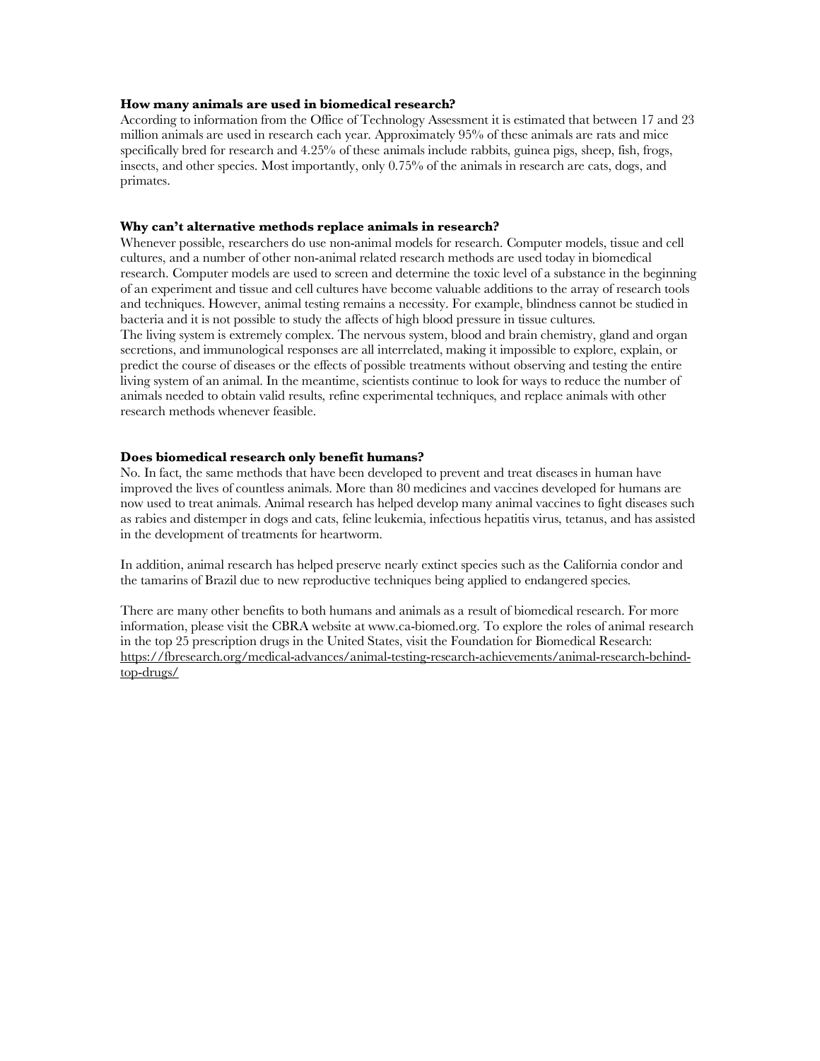**How many animals are used in biomedical research?**

According to information from the Office of Technology Assessment it is estimated that between 17 and 23 million animals are used in research each year. Approximately 95% of these animals are rats and mice specifically bred for research and 4.25% of these animals include rabbits, guinea pigs, sheep, fish, frogs, insects, and other species. Most importantly, only 0.75% of the animals in research are cats, dogs, and primates.

**Why can't alternative methods replace animals in research?**

Whenever possible, researchers do use non-animal models for research. Computer models, tissue and cell cultures, and a number of other non-animal related research methods are used today in biomedical research. Computer models are used to screen and determine the toxic level of a substance in the beginning of an experiment and tissue and cell cultures have become valuable additions to the array of research tools and techniques. However, animal testing remains a necessity. For example, blindness cannot be studied in bacteria and it is not possible to study the affects of high blood pressure in tissue cultures.

The living system is extremely complex. The nervous system, blood and brain chemistry, gland and organ secretions, and immunological responses are all interrelated, making it impossible to explore, explain, or predict the course of diseases or the effects of possible treatments without observing and testing the entire living system of an animal. In the meantime, scientists continue to look for ways to reduce the number of animals needed to obtain valid results, refine experimental techniques, and replace animals with other research methods whenever feasible.

**Does biomedical research only benefit humans?**

No. In fact, the same methods that have been developed to prevent and treat diseases in human have improved the lives of countless animals. More than 80 medicines and vaccines developed for humans are now used to treat animals. Animal research has helped develop many animal vaccines to fight diseases such as rabies and distemper in dogs and cats, feline leukemia, infectious hepatitis virus, tetanus, and has assisted in the development of treatments for heartworm.

In addition, animal research has helped preserve nearly extinct species such as the California condor and the tamarins of Brazil due to new reproductive techniques being applied to endangered species.

There are many other benefits to both humans and animals as a result of biomedical research. For more information, please visit the CBRA website at www.ca-biomed.org. To explore the roles of animal research in the top 25 prescription drugs in the United States, visit the Foundation for Biomedical Research: https://fbresearch.org/medical-advances/animal-testing-research-achievements/animal-research-behind-top-drugs/